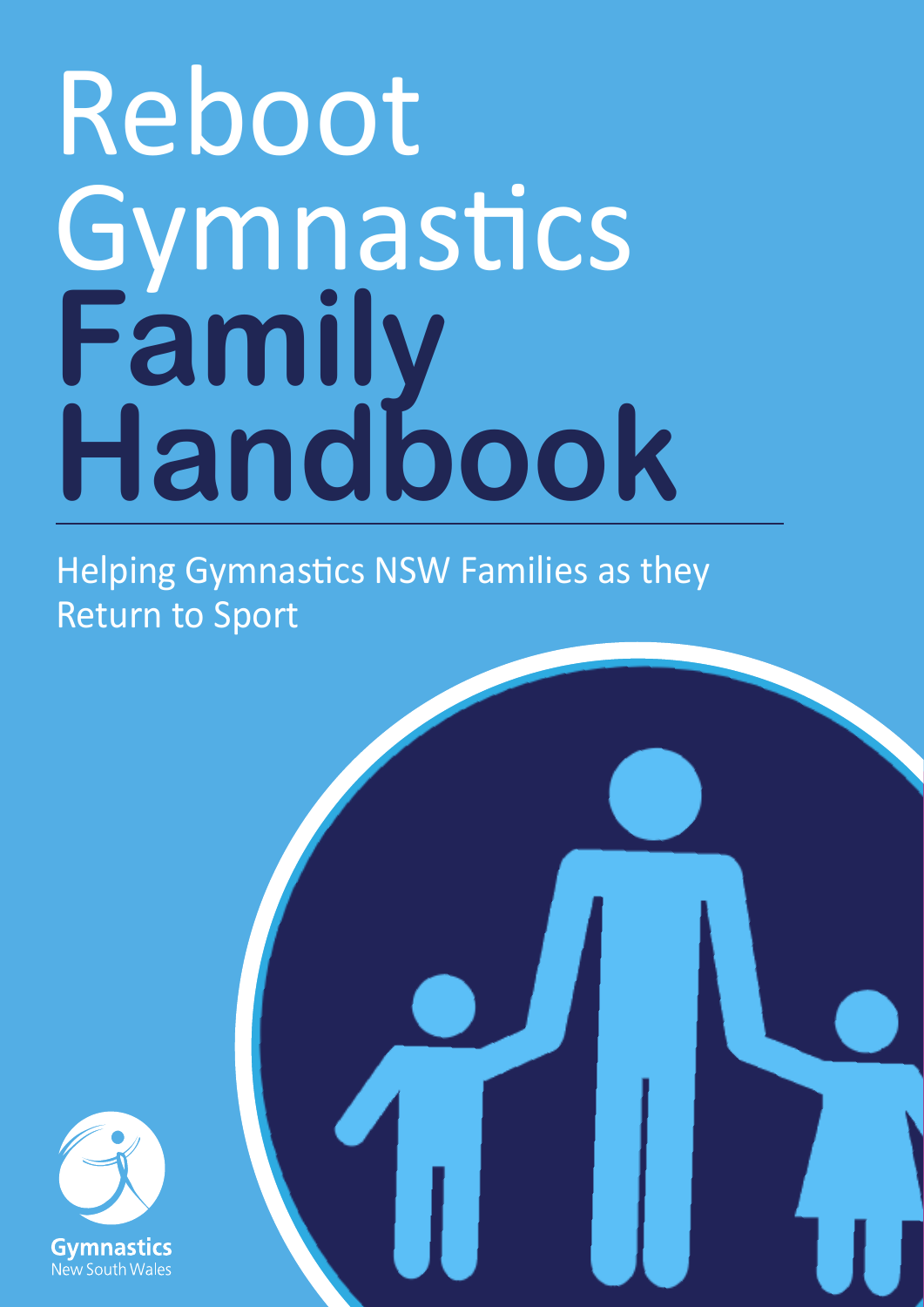# Reboot Gymnastics Family Handbook

Helping Gymnastics NSW Families as they Return to Sport

Gymnastics
New South Wales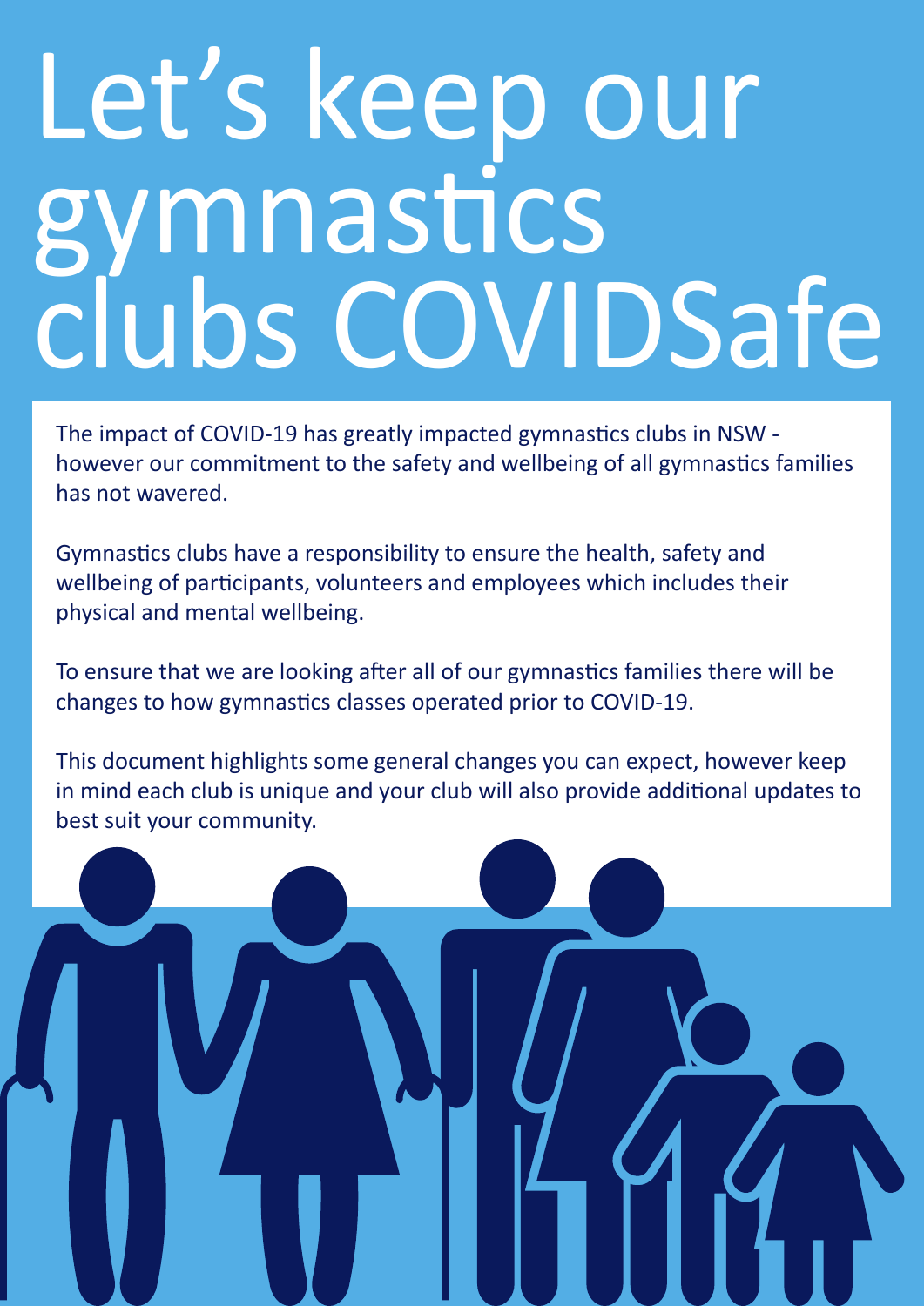# Let's keep our gymnastics clubs COVIDSafe

The impact of COVID-19 has greatly impacted gymnastics clubs in NSW - however our commitment to the safety and wellbeing of all gymnastics families has not wavered.

Gymnastics clubs have a responsibility to ensure the health, safety and wellbeing of participants, volunteers and employees which includes their physical and mental wellbeing.

To ensure that we are looking after all of our gymnastics families there will be changes to how gymnastics classes operated prior to COVID-19.

This document highlights some general changes you can expect, however keep in mind each club is unique and your club will also provide additional updates to best suit your community.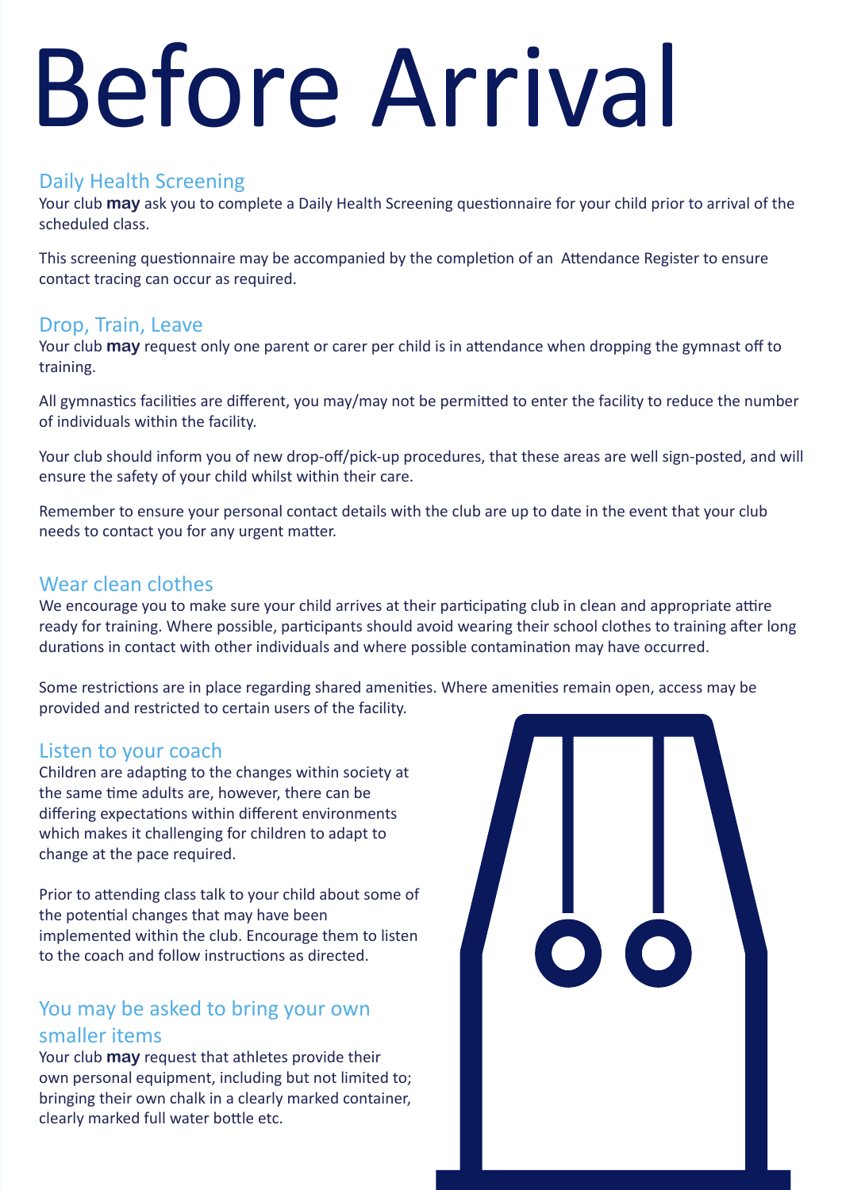# Before Arrival

## Daily Health Screening

Your club **may** ask you to complete a Daily Health Screening questionnaire for your child prior to arrival of the scheduled class.

This screening questionnaire may be accompanied by the completion of an Attendance Register to ensure contact tracing can occur as required.

## Drop, Train, Leave

Your club **may** request only one parent or carer per child is in attendance when dropping the gymnast off to training.

All gymnastics facilities are different, you may/may not be permitted to enter the facility to reduce the number of individuals within the facility.

Your club should inform you of new drop-off/pick-up procedures, that these areas are well sign-posted, and will ensure the safety of your child whilst within their care.

Remember to ensure your personal contact details with the club are up to date in the event that your club needs to contact you for any urgent matter.

## Wear clean clothes

We encourage you to make sure your child arrives at their participating club in clean and appropriate attire ready for training. Where possible, participants should avoid wearing their school clothes to training after long durations in contact with other individuals and where possible contamination may have occurred.

Some restrictions are in place regarding shared amenities. Where amenities remain open, access may be provided and restricted to certain users of the facility.

## Listen to your coach

Children are adapting to the changes within society at the same time adults are, however, there can be differing expectations within different environments which makes it challenging for children to adapt to change at the pace required.

Prior to attending class talk to your child about some of the potential changes that may have been implemented within the club. Encourage them to listen to the coach and follow instructions as directed.

## You may be asked to bring your own smaller items

Your club **may** request that athletes provide their own personal equipment, including but not limited to; bringing their own chalk in a clearly marked container, clearly marked full water bottle etc.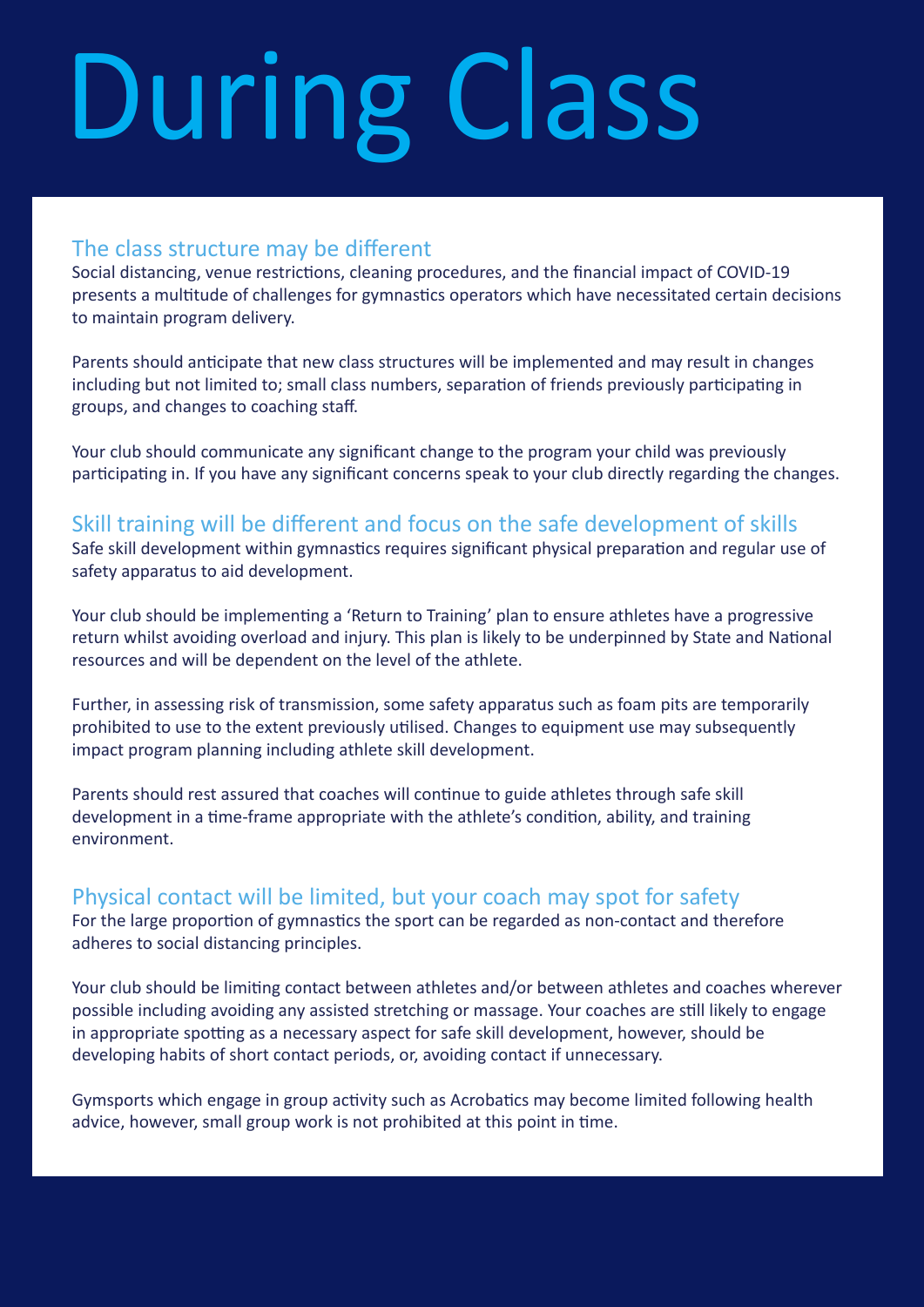# During Class

## The class structure may be different

Social distancing, venue restrictions, cleaning procedures, and the financial impact of COVID-19 presents a multitude of challenges for gymnastics operators which have necessitated certain decisions to maintain program delivery.

Parents should anticipate that new class structures will be implemented and may result in changes including but not limited to; small class numbers, separation of friends previously participating in groups, and changes to coaching staff.

Your club should communicate any significant change to the program your child was previously participating in. If you have any significant concerns speak to your club directly regarding the changes.

## Skill training will be different and focus on the safe development of skills

Safe skill development within gymnastics requires significant physical preparation and regular use of safety apparatus to aid development.

Your club should be implementing a 'Return to Training' plan to ensure athletes have a progressive return whilst avoiding overload and injury. This plan is likely to be underpinned by State and National resources and will be dependent on the level of the athlete.

Further, in assessing risk of transmission, some safety apparatus such as foam pits are temporarily prohibited to use to the extent previously utilised. Changes to equipment use may subsequently impact program planning including athlete skill development.

Parents should rest assured that coaches will continue to guide athletes through safe skill development in a time-frame appropriate with the athlete's condition, ability, and training environment.

## Physical contact will be limited, but your coach may spot for safety

For the large proportion of gymnastics the sport can be regarded as non-contact and therefore adheres to social distancing principles.

Your club should be limiting contact between athletes and/or between athletes and coaches wherever possible including avoiding any assisted stretching or massage. Your coaches are still likely to engage in appropriate spotting as a necessary aspect for safe skill development, however, should be developing habits of short contact periods, or, avoiding contact if unnecessary.

Gymsports which engage in group activity such as Acrobatics may become limited following health advice, however, small group work is not prohibited at this point in time.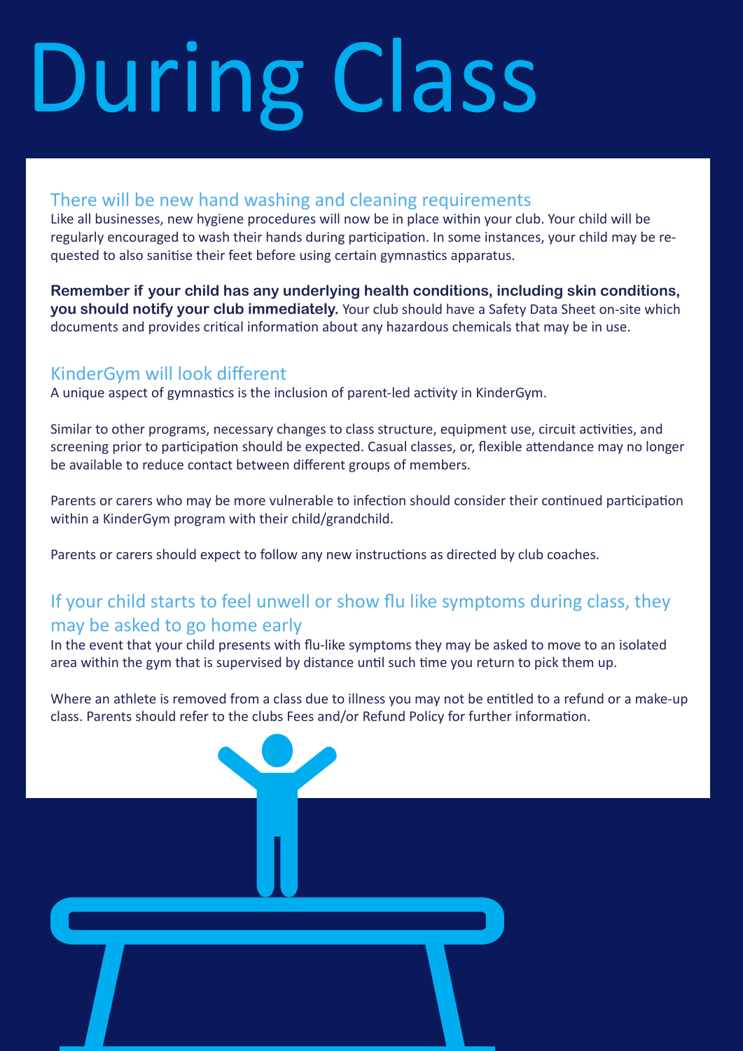# During Class

## There will be new hand washing and cleaning requirements

Like all businesses, new hygiene procedures will now be in place within your club. Your child will be regularly encouraged to wash their hands during participation. In some instances, your child may be requested to also sanitise their feet before using certain gymnastics apparatus.

**Remember if your child has any underlying health conditions, including skin conditions, you should notify your club immediately.** Your club should have a Safety Data Sheet on-site which documents and provides critical information about any hazardous chemicals that may be in use.

## KinderGym will look different

A unique aspect of gymnastics is the inclusion of parent-led activity in KinderGym.

Similar to other programs, necessary changes to class structure, equipment use, circuit activities, and screening prior to participation should be expected. Casual classes, or, flexible attendance may no longer be available to reduce contact between different groups of members.

Parents or carers who may be more vulnerable to infection should consider their continued participation within a KinderGym program with their child/grandchild.

Parents or carers should expect to follow any new instructions as directed by club coaches.

## If your child starts to feel unwell or show flu like symptoms during class, they may be asked to go home early

In the event that your child presents with flu-like symptoms they may be asked to move to an isolated area within the gym that is supervised by distance until such time you return to pick them up.

Where an athlete is removed from a class due to illness you may not be entitled to a refund or a make-up class. Parents should refer to the clubs Fees and/or Refund Policy for further information.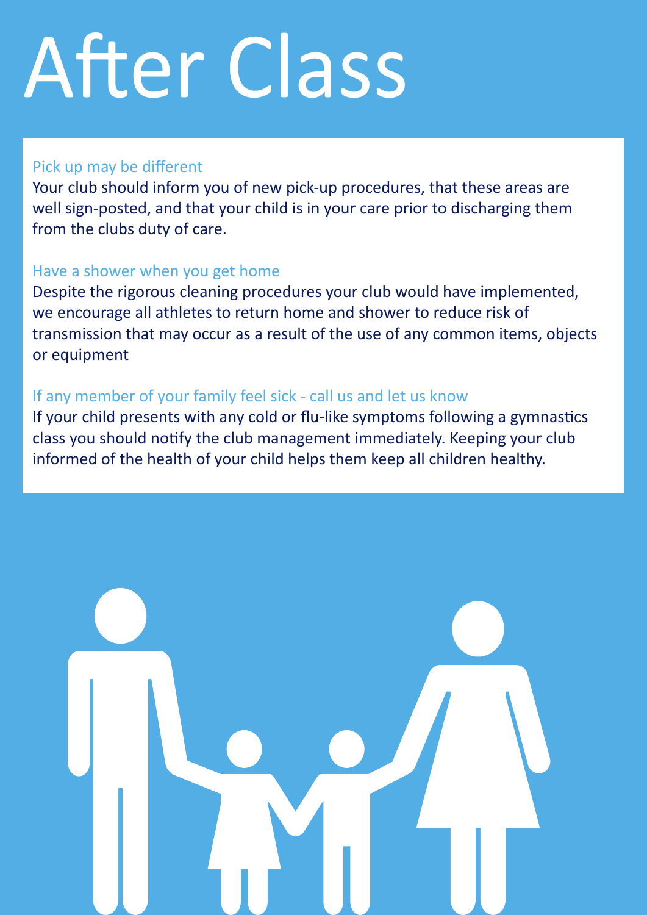# After Class

### Pick up may be different

Your club should inform you of new pick-up procedures, that these areas are well sign-posted, and that your child is in your care prior to discharging them from the clubs duty of care.

### Have a shower when you get home

Despite the rigorous cleaning procedures your club would have implemented, we encourage all athletes to return home and shower to reduce risk of transmission that may occur as a result of the use of any common items, objects or equipment

### If any member of your family feel sick - call us and let us know

If your child presents with any cold or flu-like symptoms following a gymnastics class you should notify the club management immediately. Keeping your club informed of the health of your child helps them keep all children healthy.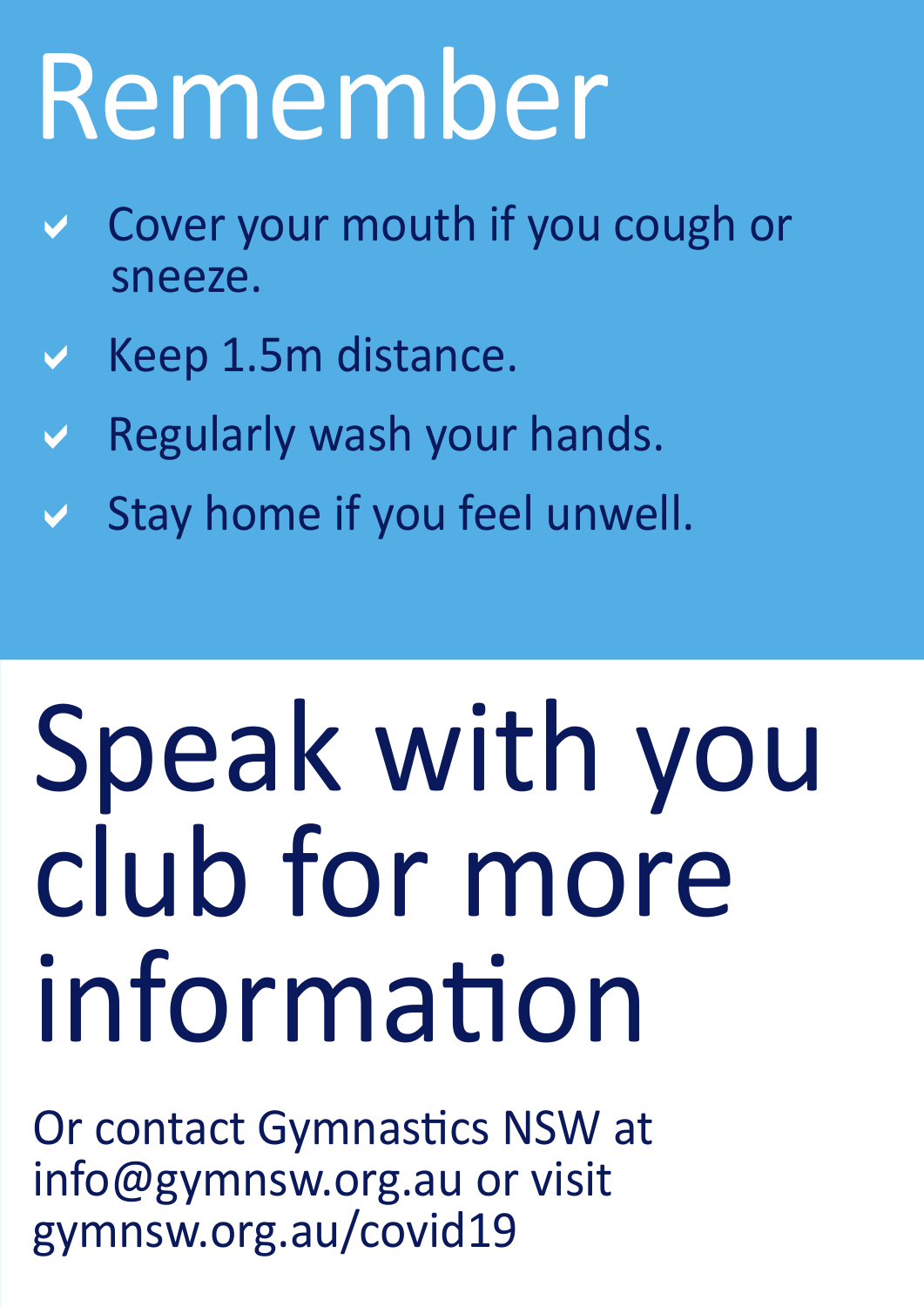# Remember

- Cover your mouth if you cough or sneeze.
- Keep 1.5m distance.
- Regularly wash your hands.
- Stay home if you feel unwell.

# Speak with you club for more information

Or contact Gymnastics NSW at info@gymnsw.org.au or visit gymnsw.org.au/covid19